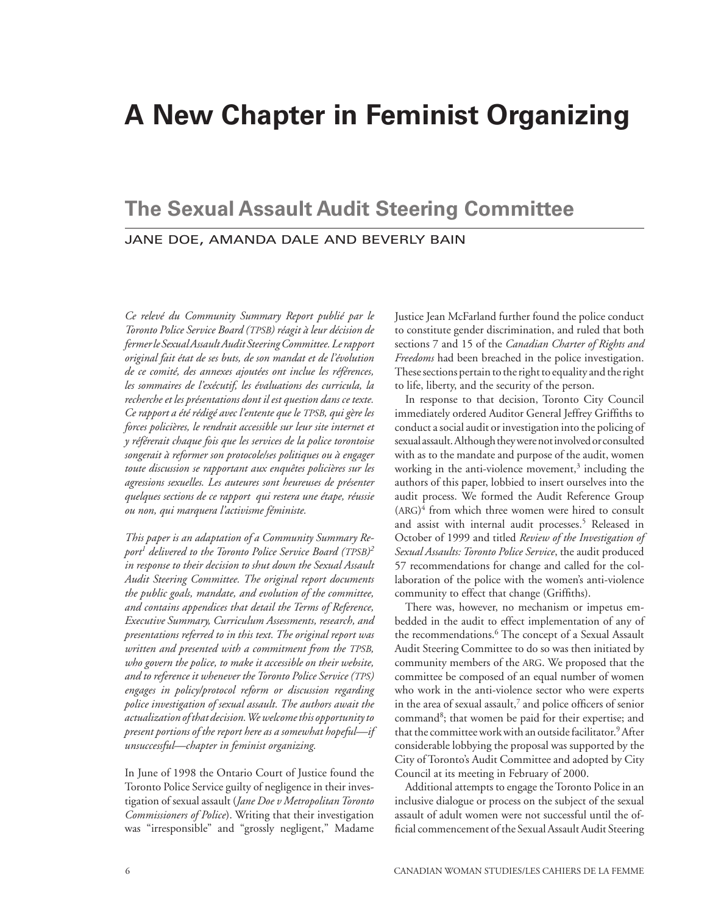# A New Chapter in Feminist Organizing

## The Sexual Assault Audit Steering Committee

JANE DOE, AMANDA DALE AND BEVERLY BAIN

*Ce relevé du Community Summary Report publié par le Toronto Police Service Board (TPSB) réagit à leur décision de fermer le Sexual Assault Audit Steering Committee. Le rapport original fait état de ses buts, de son mandat et de l'évolution de ce comité, des annexes ajoutées ont inclue les références, les sommaires de l'exécutif, les évaluations des curricula, la recherche et les présentations dont il est question dans ce texte. Ce rapport a été rédigé avec l'entente que le TPSB, qui gère les forces policières, le rendrait accessible sur leur site internet et y référerait chaque fois que les services de la police torontoise songerait à reformer son protocole/ses politiques ou à engager toute discussion se rapportant aux enquêtes policières sur les agressions sexuelles. Les auteures sont heureuses de présenter quelques sections de ce rapport qui restera une étape, réussie ou non, qui marquera l'activisme féministe.*

*This paper is an adaptation of a Community Summary Report[1] delivered to the Toronto Police Service Board (TPSB)[2] in response to their decision to shut down the Sexual Assault Audit Steering Committee. The original report documents the public goals, mandate, and evolution of the committee, and contains appendices that detail the Terms of Reference, Executive Summary, Curriculum Assessments, research, and presentations referred to in this text. The original report was written and presented with a commitment from the TPSB, who govern the police, to make it accessible on their website, and to reference it whenever the Toronto Police Service (TPS) engages in policy/protocol reform or discussion regarding police investigation of sexual assault. The authors await the actualization of that decision. We welcome this opportunity to present portions of the report here as a somewhat hopeful—if unsuccessful—chapter in feminist organizing.*

In June of 1998 the Ontario Court of Justice found the Toronto Police Service guilty of negligence in their investigation of sexual assault (*Jane Doe v Metropolitan Toronto Commissioners of Police*). Writing that their investigation was "irresponsible" and "grossly negligent," Madame Justice Jean McFarland further found the police conduct to constitute gender discrimination, and ruled that both sections 7 and 15 of the *Canadian Charter of Rights and Freedoms* had been breached in the police investigation. These sections pertain to the right to equality and the right to life, liberty, and the security of the person.

In response to that decision, Toronto City Council immediately ordered Auditor General Jeffrey Griffiths to conduct a social audit or investigation into the policing of sexual assault. Although they were not involved or consulted with as to the mandate and purpose of the audit, women working in the anti-violence movement,[3] including the authors of this paper, lobbied to insert ourselves into the audit process. We formed the Audit Reference Group (ARG)[4] from which three women were hired to consult and assist with internal audit processes.[5] Released in October of 1999 and titled *Review of the Investigation of Sexual Assaults: Toronto Police Service*, the audit produced 57 recommendations for change and called for the collaboration of the police with the women's anti-violence community to effect that change (Griffiths).

There was, however, no mechanism or impetus embedded in the audit to effect implementation of any of the recommendations.[6] The concept of a Sexual Assault Audit Steering Committee to do so was then initiated by community members of the ARG. We proposed that the committee be composed of an equal number of women who work in the anti-violence sector who were experts in the area of sexual assault,[7] and police officers of senior command[8]; that women be paid for their expertise; and that the committee work with an outside facilitator.[9] After considerable lobbying the proposal was supported by the City of Toronto's Audit Committee and adopted by City Council at its meeting in February of 2000.

Additional attempts to engage the Toronto Police in an inclusive dialogue or process on the subject of the sexual assault of adult women were not successful until the official commencement of the Sexual Assault Audit Steering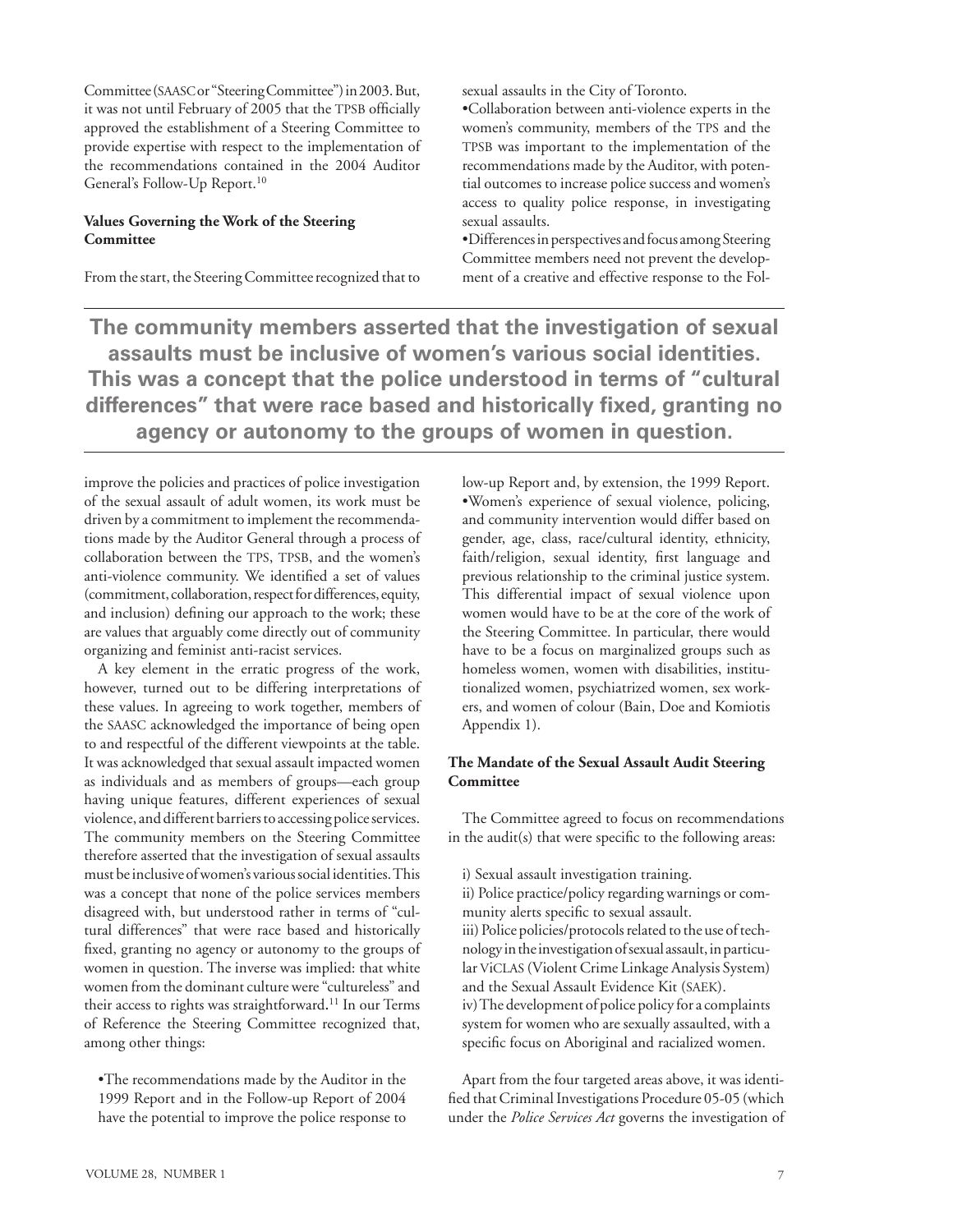Committee (SAASC or "Steering Committee") in 2003. But, it was not until February of 2005 that the TPSB officially approved the establishment of a Steering Committee to provide expertise with respect to the implementation of the recommendations contained in the 2004 Auditor General's Follow-Up Report.[10]

**Values Governing the Work of the Steering Committee**

From the start, the Steering Committee recognized that to improve the policies and practices of police investigation of the sexual assault of adult women, its work must be driven by a commitment to implement the recommendations made by the Auditor General through a process of collaboration between the TPS, TPSB, and the women's anti-violence community. We identified a set of values (commitment, collaboration, respect for differences, equity, and inclusion) defining our approach to the work; these are values that arguably come directly out of community organizing and feminist anti-racist services.

A key element in the erratic progress of the work, however, turned out to be differing interpretations of these values. In agreeing to work together, members of the SAASC acknowledged the importance of being open to and respectful of the different viewpoints at the table. It was acknowledged that sexual assault impacted women as individuals and as members of groups—each group having unique features, different experiences of sexual violence, and different barriers to accessing police services. The community members on the Steering Committee therefore asserted that the investigation of sexual assaults must be inclusive of women's various social identities. This was a concept that none of the police services members disagreed with, but understood rather in terms of "cultural differences" that were race based and historically fixed, granting no agency or autonomy to the groups of women in question. The inverse was implied: that white women from the dominant culture were "cultureless" and their access to rights was straightforward.[11] In our Terms of Reference the Steering Committee recognized that, among other things:

- The recommendations made by the Auditor in the 1999 Report and in the Follow-up Report of 2004 have the potential to improve the police response to sexual assaults in the City of Toronto.
- Collaboration between anti-violence experts in the women's community, members of the TPS and the TPSB was important to the implementation of the recommendations made by the Auditor, with potential outcomes to increase police success and women's access to quality police response, in investigating sexual assaults.
- Differences in perspectives and focus among Steering Committee members need not prevent the development of a creative and effective response to the Follow-up Report and, by extension, the 1999 Report.
- Women's experience of sexual violence, policing, and community intervention would differ based on gender, age, class, race/cultural identity, ethnicity, faith/religion, sexual identity, first language and previous relationship to the criminal justice system. This differential impact of sexual violence upon women would have to be at the core of the work of the Steering Committee. In particular, there would have to be a focus on marginalized groups such as homeless women, women with disabilities, institutionalized women, psychiatrized women, sex workers, and women of colour (Bain, Doe and Komiotis Appendix 1).

**The community members asserted that the investigation of sexual assaults must be inclusive of women's various social identities. This was a concept that the police understood in terms of "cultural differences" that were race based and historically fixed, granting no agency or autonomy to the groups of women in question.**

**The Mandate of the Sexual Assault Audit Steering Committee**

The Committee agreed to focus on recommendations in the audit(s) that were specific to the following areas:

i) Sexual assault investigation training.
ii) Police practice/policy regarding warnings or community alerts specific to sexual assault.
iii) Police policies/protocols related to the use of technology in the investigation of sexual assault, in particular ViCLAS (Violent Crime Linkage Analysis System) and the Sexual Assault Evidence Kit (SAEK).
iv) The development of police policy for a complaints system for women who are sexually assaulted, with a specific focus on Aboriginal and racialized women.

Apart from the four targeted areas above, it was identified that Criminal Investigations Procedure 05-05 (which under the *Police Services Act* governs the investigation of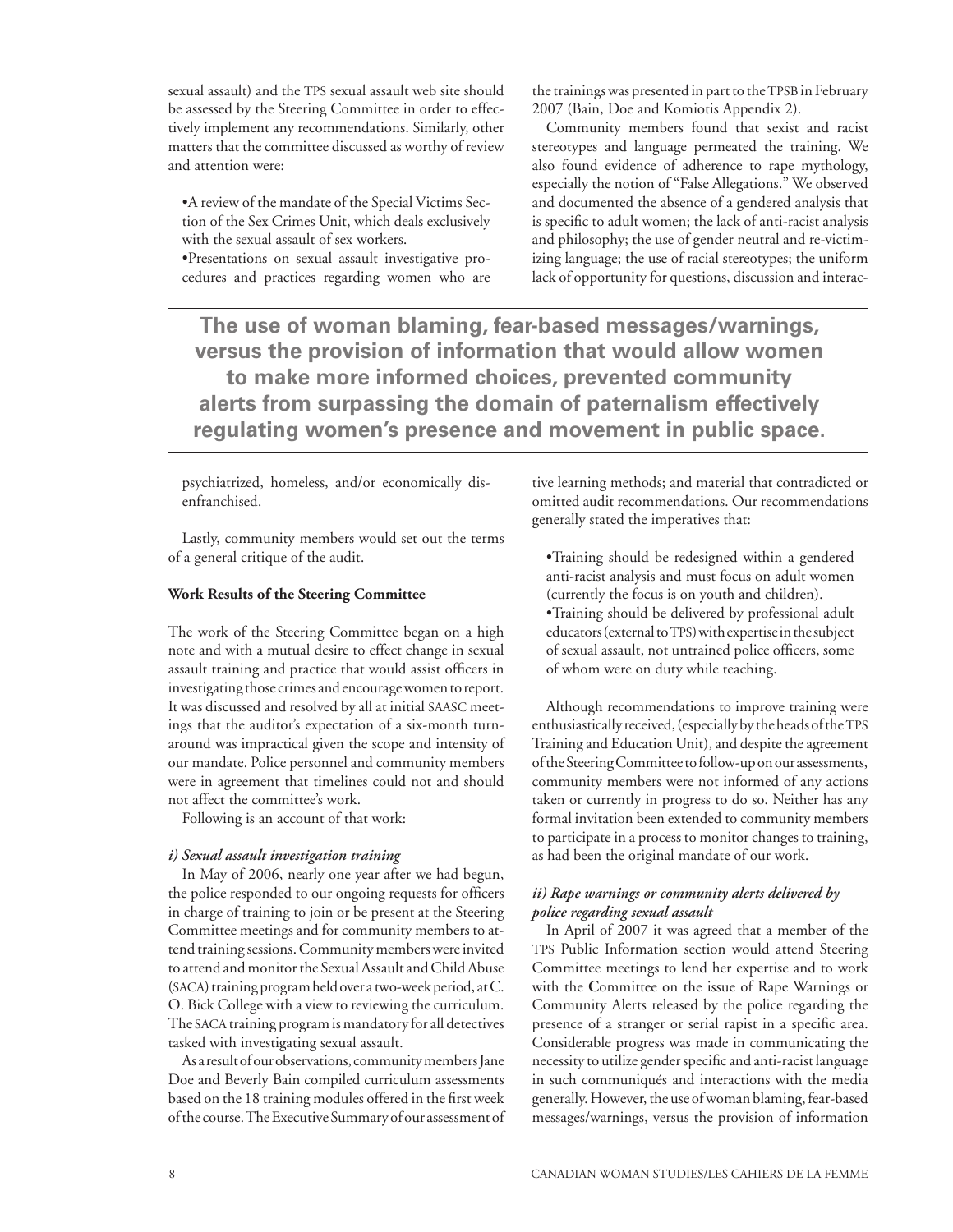sexual assault) and the TPS sexual assault web site should be assessed by the Steering Committee in order to effectively implement any recommendations. Similarly, other matters that the committee discussed as worthy of review and attention were:

•A review of the mandate of the Special Victims Section of the Sex Crimes Unit, which deals exclusively with the sexual assault of sex workers.
•Presentations on sexual assault investigative procedures and practices regarding women who are psychiatrized, homeless, and/or economically disenfranchised.

Lastly, community members would set out the terms of a general critique of the audit.

**Work Results of the Steering Committee**

The work of the Steering Committee began on a high note and with a mutual desire to effect change in sexual assault training and practice that would assist officers in investigating those crimes and encourage women to report. It was discussed and resolved by all at initial SAASC meetings that the auditor's expectation of a six-month turnaround was impractical given the scope and intensity of our mandate. Police personnel and community members were in agreement that timelines could not and should not affect the committee's work.

Following is an account of that work:

***i) Sexual assault investigation training***

In May of 2006, nearly one year after we had begun, the police responded to our ongoing requests for officers in charge of training to join or be present at the Steering Committee meetings and for community members to attend training sessions. Community members were invited to attend and monitor the Sexual Assault and Child Abuse (SACA) training program held over a two-week period, at C. O. Bick College with a view to reviewing the curriculum. The SACA training program is mandatory for all detectives tasked with investigating sexual assault.

As a result of our observations, community members Jane Doe and Beverly Bain compiled curriculum assessments based on the 18 training modules offered in the first week of the course. The Executive Summary of our assessment of the trainings was presented in part to the TPSB in February 2007 (Bain, Doe and Komiotis Appendix 2).

Community members found that sexist and racist stereotypes and language permeated the training. We also found evidence of adherence to rape mythology, especially the notion of "False Allegations." We observed and documented the absence of a gendered analysis that is specific to adult women; the lack of anti-racist analysis and philosophy; the use of gender neutral and re-victimizing language; the use of racial stereotypes; the uniform lack of opportunity for questions, discussion and interactive learning methods; and material that contradicted or omitted audit recommendations. Our recommendations generally stated the imperatives that:

•Training should be redesigned within a gendered anti-racist analysis and must focus on adult women (currently the focus is on youth and children).
•Training should be delivered by professional adult educators (external to TPS) with expertise in the subject of sexual assault, not untrained police officers, some of whom were on duty while teaching.

Although recommendations to improve training were enthusiastically received, (especially by the heads of the TPS Training and Education Unit), and despite the agreement of the Steering Committee to follow-up on our assessments, community members were not informed of any actions taken or currently in progress to do so. Neither has any formal invitation been extended to community members to participate in a process to monitor changes to training, as had been the original mandate of our work.

***ii) Rape warnings or community alerts delivered by police regarding sexual assault***

In April of 2007 it was agreed that a member of the TPS Public Information section would attend Steering Committee meetings to lend her expertise and to work with the Committee on the issue of Rape Warnings or Community Alerts released by the police regarding the presence of a stranger or serial rapist in a specific area. Considerable progress was made in communicating the necessity to utilize gender specific and anti-racist language in such communiqués and interactions with the media generally. However, the use of woman blaming, fear-based messages/warnings, versus the provision of information

**The use of woman blaming, fear-based messages/warnings, versus the provision of information that would allow women to make more informed choices, prevented community alerts from surpassing the domain of paternalism effectively regulating women's presence and movement in public space.**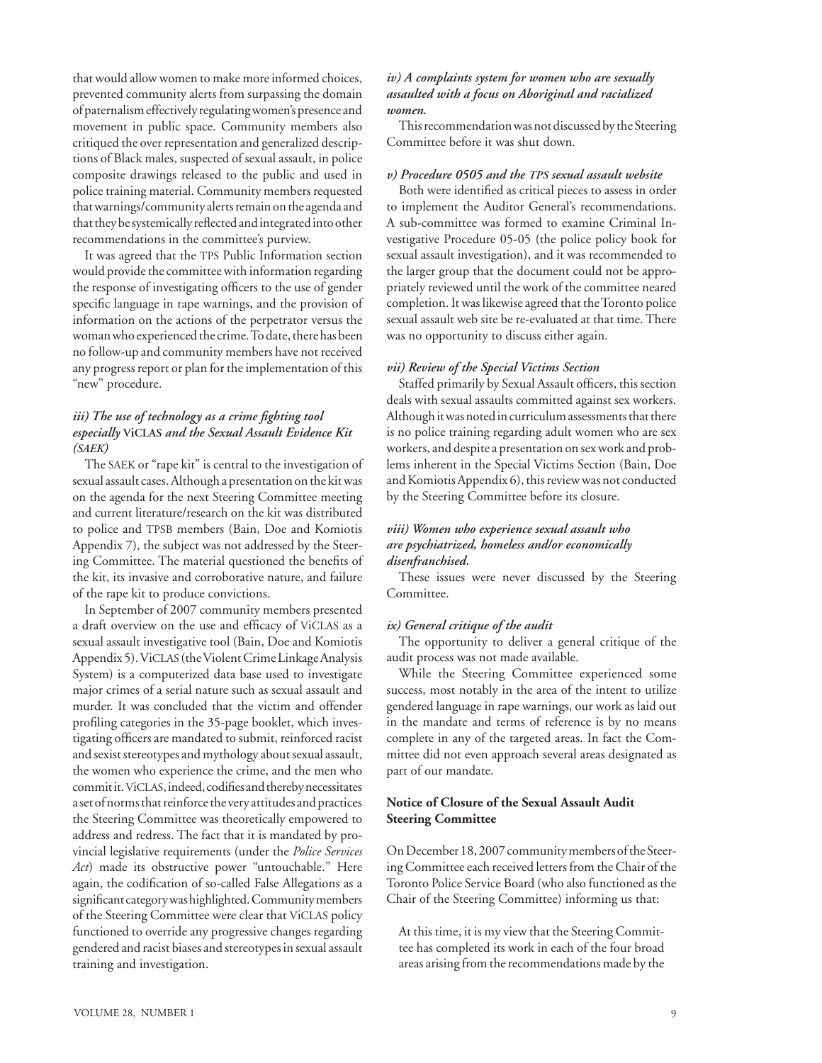that would allow women to make more informed choices, prevented community alerts from surpassing the domain of paternalism effectively regulating women's presence and movement in public space. Community members also critiqued the over representation and generalized descriptions of Black males, suspected of sexual assault, in police composite drawings released to the public and used in police training material. Community members requested that warnings/community alerts remain on the agenda and that they be systemically reflected and integrated into other recommendations in the committee's purview.

It was agreed that the TPS Public Information section would provide the committee with information regarding the response of investigating officers to the use of gender specific language in rape warnings, and the provision of information on the actions of the perpetrator versus the woman who experienced the crime. To date, there has been no follow-up and community members have not received any progress report or plan for the implementation of this "new" procedure.

#### *iii) The use of technology as a crime fighting tool especially* **ViCLAS** *and the Sexual Assault Evidence Kit (SAEK)*

The SAEK or "rape kit" is central to the investigation of sexual assault cases. Although a presentation on the kit was on the agenda for the next Steering Committee meeting and current literature/research on the kit was distributed to police and TPSB members (Bain, Doe and Komiotis Appendix 7), the subject was not addressed by the Steering Committee. The material questioned the benefits of the kit, its invasive and corroborative nature, and failure of the rape kit to produce convictions.

In September of 2007 community members presented a draft overview on the use and efficacy of ViCLAS as a sexual assault investigative tool (Bain, Doe and Komiotis Appendix 5). ViCLAS (the Violent Crime Linkage Analysis System) is a computerized data base used to investigate major crimes of a serial nature such as sexual assault and murder. It was concluded that the victim and offender profiling categories in the 35-page booklet, which investigating officers are mandated to submit, reinforced racist and sexist stereotypes and mythology about sexual assault, the women who experience the crime, and the men who commit it. ViCLAS, indeed, codifies and thereby necessitates a set of norms that reinforce the very attitudes and practices the Steering Committee was theoretically empowered to address and redress. The fact that it is mandated by provincial legislative requirements (under the *Police Services Act*) made its obstructive power "untouchable." Here again, the codification of so-called False Allegations as a significant category was highlighted. Community members of the Steering Committee were clear that ViCLAS policy functioned to override any progressive changes regarding gendered and racist biases and stereotypes in sexual assault training and investigation.

#### *iv) A complaints system for women who are sexually assaulted with a focus on Aboriginal and racialized women.*

This recommendation was not discussed by the Steering Committee before it was shut down.

#### *v) Procedure 0505 and the TPS sexual assault website*

Both were identified as critical pieces to assess in order to implement the Auditor General's recommendations. A sub-committee was formed to examine Criminal Investigative Procedure 05-05 (the police policy book for sexual assault investigation), and it was recommended to the larger group that the document could not be appropriately reviewed until the work of the committee neared completion. It was likewise agreed that the Toronto police sexual assault web site be re-evaluated at that time. There was no opportunity to discuss either again.

#### *vii) Review of the Special Victims Section*

Staffed primarily by Sexual Assault officers, this section deals with sexual assaults committed against sex workers. Although it was noted in curriculum assessments that there is no police training regarding adult women who are sex workers, and despite a presentation on sex work and problems inherent in the Special Victims Section (Bain, Doe and Komiotis Appendix 6), this review was not conducted by the Steering Committee before its closure.

#### *viii) Women who experience sexual assault who are psychiatrized, homeless and/or economically disenfranchised.*

These issues were never discussed by the Steering Committee.

#### *ix) General critique of the audit*

The opportunity to deliver a general critique of the audit process was not made available.

While the Steering Committee experienced some success, most notably in the area of the intent to utilize gendered language in rape warnings, our work as laid out in the mandate and terms of reference is by no means complete in any of the targeted areas. In fact the Committee did not even approach several areas designated as part of our mandate.

### Notice of Closure of the Sexual Assault Audit Steering Committee

On December 18, 2007 community members of the Steering Committee each received letters from the Chair of the Toronto Police Service Board (who also functioned as the Chair of the Steering Committee) informing us that:

> At this time, it is my view that the Steering Committee has completed its work in each of the four broad areas arising from the recommendations made by the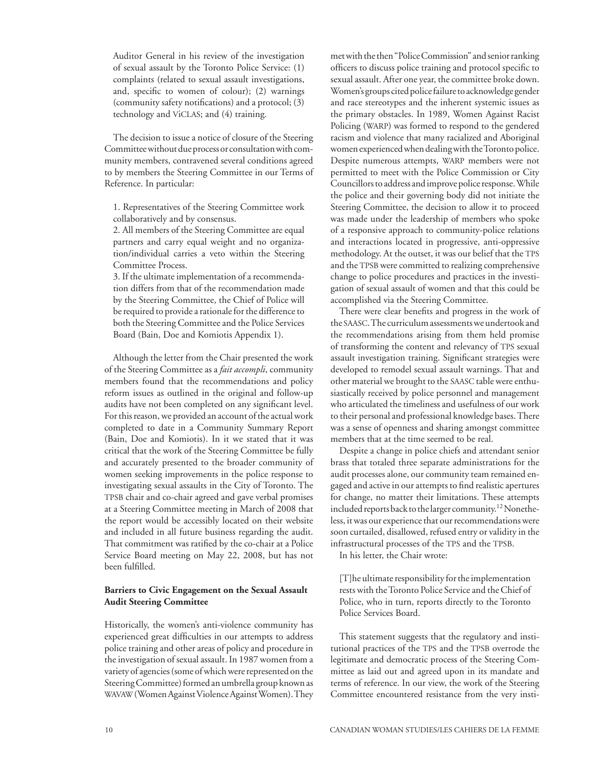Auditor General in his review of the investigation of sexual assault by the Toronto Police Service: (1) complaints (related to sexual assault investigations, and, specific to women of colour); (2) warnings (community safety notifications) and a protocol; (3) technology and ViCLAS; and (4) training.

The decision to issue a notice of closure of the Steering Committee without due process or consultation with community members, contravened several conditions agreed to by members the Steering Committee in our Terms of Reference. In particular:

> 1. Representatives of the Steering Committee work collaboratively and by consensus.
> 2. All members of the Steering Committee are equal partners and carry equal weight and no organization/individual carries a veto within the Steering Committee Process.
> 3. If the ultimate implementation of a recommendation differs from that of the recommendation made by the Steering Committee, the Chief of Police will be required to provide a rationale for the difference to both the Steering Committee and the Police Services Board (Bain, Doe and Komiotis Appendix 1).

Although the letter from the Chair presented the work of the Steering Committee as a *fait accompli*, community members found that the recommendations and policy reform issues as outlined in the original and follow-up audits have not been completed on any significant level. For this reason, we provided an account of the actual work completed to date in a Community Summary Report (Bain, Doe and Komiotis). In it we stated that it was critical that the work of the Steering Committee be fully and accurately presented to the broader community of women seeking improvements in the police response to investigating sexual assaults in the City of Toronto. The TPSB chair and co-chair agreed and gave verbal promises at a Steering Committee meeting in March of 2008 that the report would be accessibly located on their website and included in all future business regarding the audit. That commitment was ratified by the co-chair at a Police Service Board meeting on May 22, 2008, but has not been fulfilled.

**Barriers to Civic Engagement on the Sexual Assault Audit Steering Committee**

Historically, the women's anti-violence community has experienced great difficulties in our attempts to address police training and other areas of policy and procedure in the investigation of sexual assault. In 1987 women from a variety of agencies (some of which were represented on the Steering Committee) formed an umbrella group known as WAVAW (Women Against Violence Against Women). They met with the then "Police Commission" and senior ranking officers to discuss police training and protocol specific to sexual assault. After one year, the committee broke down. Women's groups cited police failure to acknowledge gender and race stereotypes and the inherent systemic issues as the primary obstacles. In 1989, Women Against Racist Policing (WARP) was formed to respond to the gendered racism and violence that many racialized and Aboriginal women experienced when dealing with the Toronto police. Despite numerous attempts, WARP members were not permitted to meet with the Police Commission or City Councillors to address and improve police response. While the police and their governing body did not initiate the Steering Committee, the decision to allow it to proceed was made under the leadership of members who spoke of a responsive approach to community-police relations and interactions located in progressive, anti-oppressive methodology. At the outset, it was our belief that the TPS and the TPSB were committed to realizing comprehensive change to police procedures and practices in the investigation of sexual assault of women and that this could be accomplished via the Steering Committee.

There were clear benefits and progress in the work of the SAASC. The curriculum assessments we undertook and the recommendations arising from them held promise of transforming the content and relevancy of TPS sexual assault investigation training. Significant strategies were developed to remodel sexual assault warnings. That and other material we brought to the SAASC table were enthusiastically received by police personnel and management who articulated the timeliness and usefulness of our work to their personal and professional knowledge bases. There was a sense of openness and sharing amongst committee members that at the time seemed to be real.

Despite a change in police chiefs and attendant senior brass that totaled three separate administrations for the audit processes alone, our community team remained engaged and active in our attempts to find realistic apertures for change, no matter their limitations. These attempts included reports back to the larger community.[12] Nonetheless, it was our experience that our recommendations were soon curtailed, disallowed, refused entry or validity in the infrastructural processes of the TPS and the TPSB.

In his letter, the Chair wrote:

> [T]he ultimate responsibility for the implementation rests with the Toronto Police Service and the Chief of Police, who in turn, reports directly to the Toronto Police Services Board.

This statement suggests that the regulatory and institutional practices of the TPS and the TPSB override the legitimate and democratic process of the Steering Committee as laid out and agreed upon in its mandate and terms of reference. In our view, the work of the Steering Committee encountered resistance from the very insti-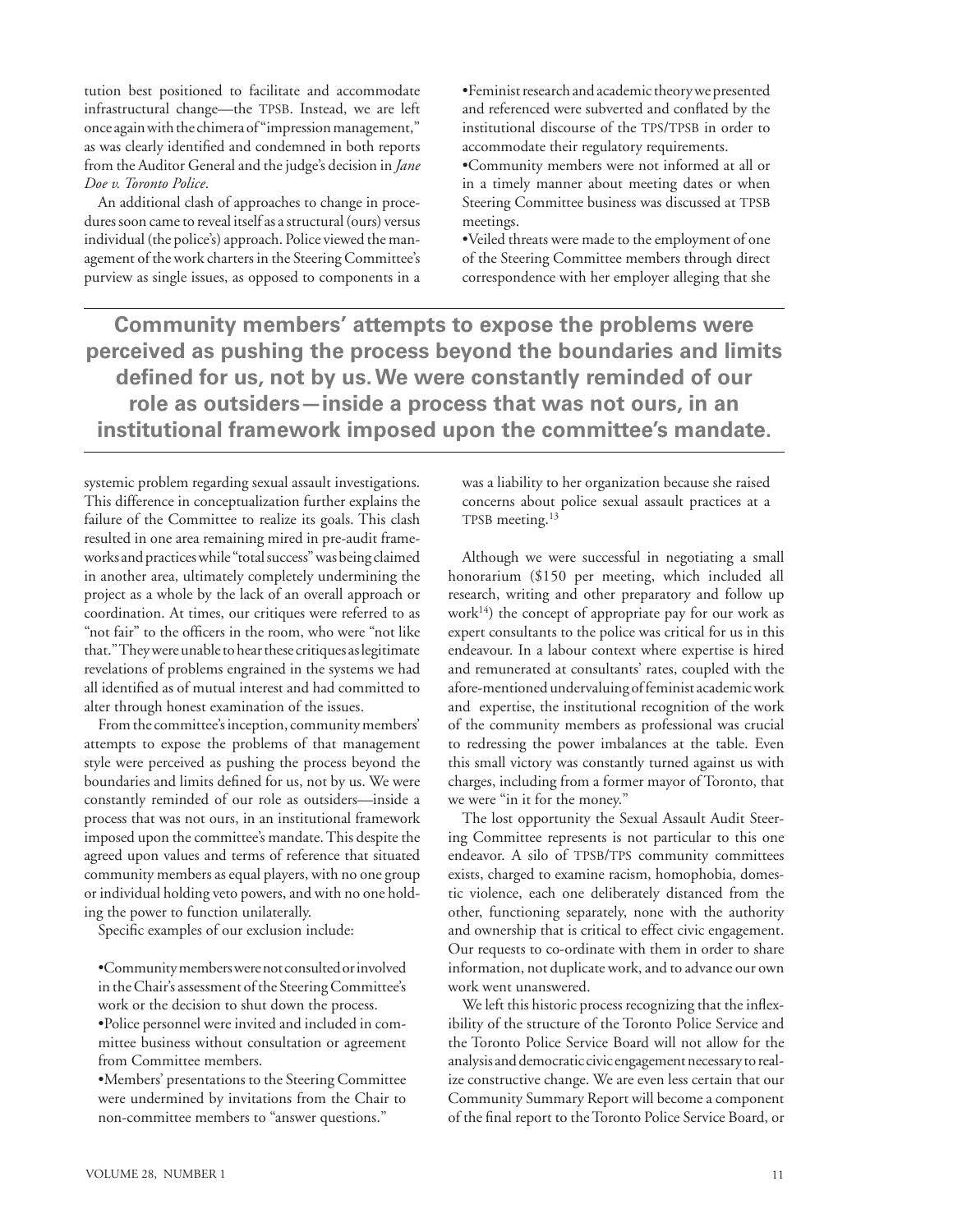tution best positioned to facilitate and accommodate infrastructural change—the TPSB. Instead, we are left once again with the chimera of "impression management," as was clearly identified and condemned in both reports from the Auditor General and the judge's decision in *Jane Doe v. Toronto Police*.

An additional clash of approaches to change in procedures soon came to reveal itself as a structural (ours) versus individual (the police's) approach. Police viewed the management of the work charters in the Steering Committee's purview as single issues, as opposed to components in a systemic problem regarding sexual assault investigations. This difference in conceptualization further explains the failure of the Committee to realize its goals. This clash resulted in one area remaining mired in pre-audit frameworks and practices while "total success" was being claimed in another area, ultimately completely undermining the project as a whole by the lack of an overall approach or coordination. At times, our critiques were referred to as "not fair" to the officers in the room, who were "not like that." They were unable to hear these critiques as legitimate revelations of problems engrained in the systems we had all identified as of mutual interest and had committed to alter through honest examination of the issues.

From the committee's inception, community members' attempts to expose the problems of that management style were perceived as pushing the process beyond the boundaries and limits defined for us, not by us. We were constantly reminded of our role as outsiders—inside a process that was not ours, in an institutional framework imposed upon the committee's mandate. This despite the agreed upon values and terms of reference that situated community members as equal players, with no one group or individual holding veto powers, and with no one holding the power to function unilaterally.

Specific examples of our exclusion include:

- Community members were not consulted or involved in the Chair's assessment of the Steering Committee's work or the decision to shut down the process.
- Police personnel were invited and included in committee business without consultation or agreement from Committee members.
- Members' presentations to the Steering Committee were undermined by invitations from the Chair to non-committee members to "answer questions."
- Feminist research and academic theory we presented and referenced were subverted and conflated by the institutional discourse of the TPS/TPSB in order to accommodate their regulatory requirements.
- Community members were not informed at all or in a timely manner about meeting dates or when Steering Committee business was discussed at TPSB meetings.
- Veiled threats were made to the employment of one of the Steering Committee members through direct correspondence with her employer alleging that she was a liability to her organization because she raised concerns about police sexual assault practices at a TPSB meeting.[13]

**Community members' attempts to expose the problems were perceived as pushing the process beyond the boundaries and limits defined for us, not by us. We were constantly reminded of our role as outsiders—inside a process that was not ours, in an institutional framework imposed upon the committee's mandate.**

Although we were successful in negotiating a small honorarium ($150 per meeting, which included all research, writing and other preparatory and follow up work[14]) the concept of appropriate pay for our work as expert consultants to the police was critical for us in this endeavor. In a labour context where expertise is hired and remunerated at consultants' rates, coupled with the afore-mentioned undervaluing of feminist academic work and expertise, the institutional recognition of the work of the community members as professional was crucial to redressing the power imbalances at the table. Even this small victory was constantly turned against us with charges, including from a former mayor of Toronto, that we were "in it for the money."

The lost opportunity the Sexual Assault Audit Steering Committee represents is not particular to this one endeavor. A silo of TPSB/TPS community committees exists, charged to examine racism, homophobia, domestic violence, each one deliberately distanced from the other, functioning separately, none with the authority and ownership that is critical to effect civic engagement. Our requests to co-ordinate with them in order to share information, not duplicate work, and to advance our own work went unanswered.

We left this historic process recognizing that the inflexibility of the structure of the Toronto Police Service and the Toronto Police Service Board will not allow for the analysis and democratic civic engagement necessary to realize constructive change. We are even less certain that our Community Summary Report will become a component of the final report to the Toronto Police Service Board, or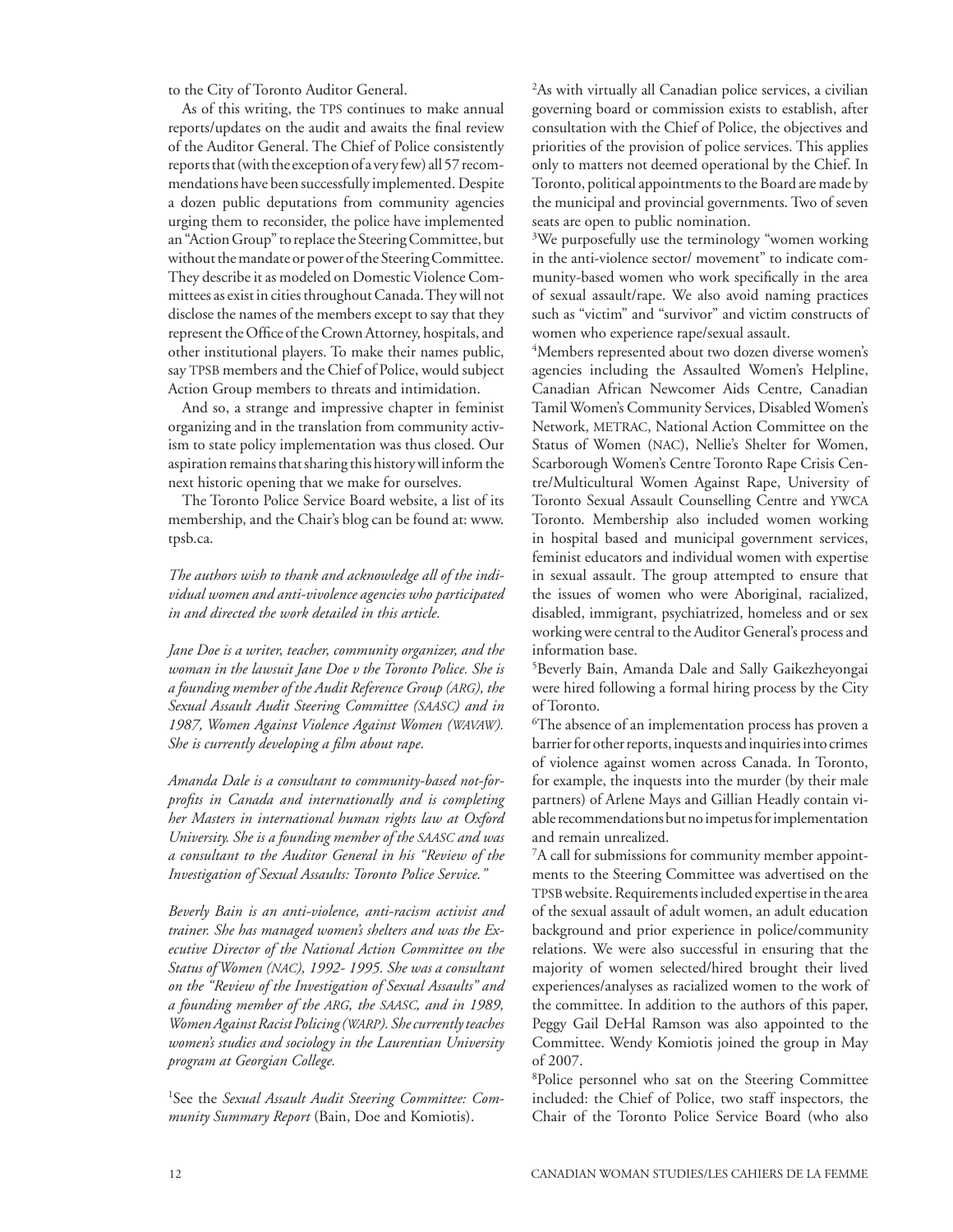to the City of Toronto Auditor General.

As of this writing, the TPS continues to make annual reports/updates on the audit and awaits the final review of the Auditor General. The Chief of Police consistently reports that (with the exception of a very few) all 57 recommendations have been successfully implemented. Despite a dozen public deputations from community agencies urging them to reconsider, the police have implemented an "Action Group" to replace the Steering Committee, but without the mandate or power of the Steering Committee. They describe it as modeled on Domestic Violence Committees as exist in cities throughout Canada. They will not disclose the names of the members except to say that they represent the Office of the Crown Attorney, hospitals, and other institutional players. To make their names public, say TPSB members and the Chief of Police, would subject Action Group members to threats and intimidation.

And so, a strange and impressive chapter in feminist organizing and in the translation from community activism to state policy implementation was thus closed. Our aspiration remains that sharing this history will inform the next historic opening that we make for ourselves.

The Toronto Police Service Board website, a list of its membership, and the Chair's blog can be found at: www.tpsb.ca.

*The authors wish to thank and acknowledge all of the individual women and anti-vivolence agencies who participated in and directed the work detailed in this article.*

*Jane Doe is a writer, teacher, community organizer, and the woman in the lawsuit Jane Doe v the Toronto Police. She is a founding member of the Audit Reference Group (ARG), the Sexual Assault Audit Steering Committee (SAASC) and in 1987, Women Against Violence Against Women (WAVAW). She is currently developing a film about rape.*

*Amanda Dale is a consultant to community-based not-for-profits in Canada and internationally and is completing her Masters in international human rights law at Oxford University. She is a founding member of the SAASC and was a consultant to the Auditor General in his "Review of the Investigation of Sexual Assaults: Toronto Police Service."*

*Beverly Bain is an anti-violence, anti-racism activist and trainer. She has managed women's shelters and was the Executive Director of the National Action Committee on the Status of Women (NAC), 1992- 1995. She was a consultant on the "Review of the Investigation of Sexual Assaults" and a founding member of the ARG, the SAASC, and in 1989, Women Against Racist Policing (WARP). She currently teaches women's studies and sociology in the Laurentian University program at Georgian College.*

[1]See the *Sexual Assault Audit Steering Committee: Community Summary Report* (Bain, Doe and Komiotis).

[2]As with virtually all Canadian police services, a civilian governing board or commission exists to establish, after consultation with the Chief of Police, the objectives and priorities of the provision of police services. This applies only to matters not deemed operational by the Chief. In Toronto, political appointments to the Board are made by the municipal and provincial governments. Two of seven seats are open to public nomination.

[3]We purposefully use the terminology "women working in the anti-violence sector/ movement" to indicate community-based women who work specifically in the area of sexual assault/rape. We also avoid naming practices such as "victim" and "survivor" and victim constructs of women who experience rape/sexual assault.

[4]Members represented about two dozen diverse women's agencies including the Assaulted Women's Helpline, Canadian African Newcomer Aids Centre, Canadian Tamil Women's Community Services, Disabled Women's Network, METRAC, National Action Committee on the Status of Women (NAC), Nellie's Shelter for Women, Scarborough Women's Centre Toronto Rape Crisis Centre/Multicultural Women Against Rape, University of Toronto Sexual Assault Counselling Centre and YWCA Toronto. Membership also included women working in hospital based and municipal government services, feminist educators and individual women with expertise in sexual assault. The group attempted to ensure that the issues of women who were Aboriginal, racialized, disabled, immigrant, psychiatrized, homeless and or sex working were central to the Auditor General's process and information base.

[5]Beverly Bain, Amanda Dale and Sally Gaikezheyongai were hired following a formal hiring process by the City of Toronto.

[6]The absence of an implementation process has proven a barrier for other reports, inquests and inquiries into crimes of violence against women across Canada. In Toronto, for example, the inquests into the murder (by their male partners) of Arlene Mays and Gillian Headly contain viable recommendations but no impetus for implementation and remain unrealized.

[7]A call for submissions for community member appointments to the Steering Committee was advertised on the TPSB website. Requirements included expertise in the area of the sexual assault of adult women, an adult education background and prior experience in police/community relations. We were also successful in ensuring that the majority of women selected/hired brought their lived experiences/analyses as racialized women to the work of the committee. In addition to the authors of this paper, Peggy Gail DeHal Ramson was also appointed to the Committee. Wendy Komiotis joined the group in May of 2007.

[8]Police personnel who sat on the Steering Committee included: the Chief of Police, two staff inspectors, the Chair of the Toronto Police Service Board (who also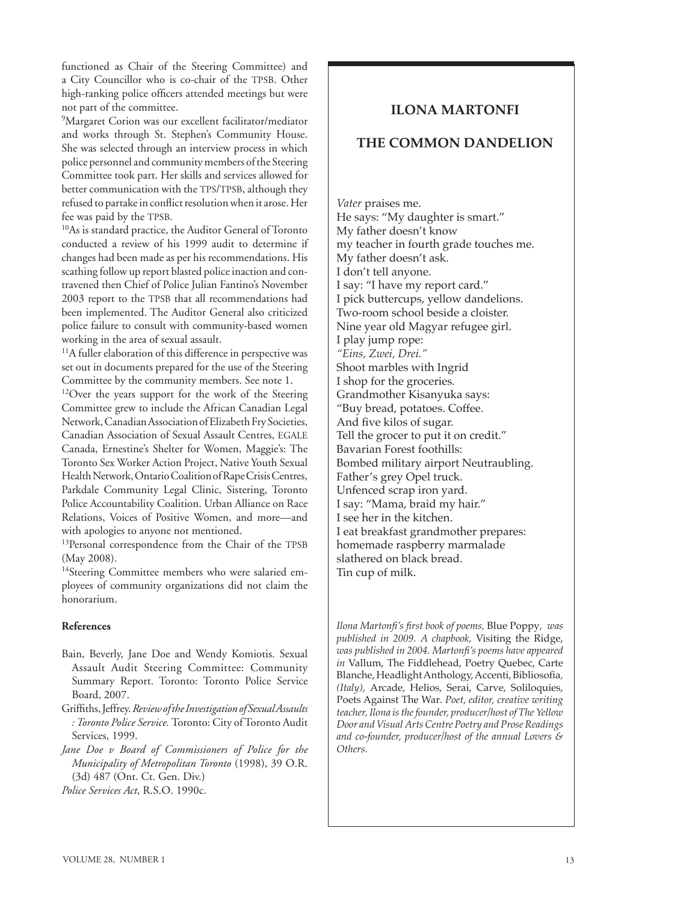functioned as Chair of the Steering Committee) and a City Councillor who is co-chair of the TPSB. Other high-ranking police officers attended meetings but were not part of the committee.

[9]Margaret Corion was our excellent facilitator/mediator and works through St. Stephen's Community House. She was selected through an interview process in which police personnel and community members of the Steering Committee took part. Her skills and services allowed for better communication with the TPS/TPSB, although they refused to partake in conflict resolution when it arose. Her fee was paid by the TPSB.

[10]As is standard practice, the Auditor General of Toronto conducted a review of his 1999 audit to determine if changes had been made as per his recommendations. His scathing follow up report blasted police inaction and contravened then Chief of Police Julian Fantino's November 2003 report to the TPSB that all recommendations had been implemented. The Auditor General also criticized police failure to consult with community-based women working in the area of sexual assault.

[11]A fuller elaboration of this difference in perspective was set out in documents prepared for the use of the Steering Committee by the community members. See note 1.

[12]Over the years support for the work of the Steering Committee grew to include the African Canadian Legal Network, Canadian Association of Elizabeth Fry Societies, Canadian Association of Sexual Assault Centres, EGALE Canada, Ernestine's Shelter for Women, Maggie's: The Toronto Sex Worker Action Project, Native Youth Sexual Health Network, Ontario Coalition of Rape Crisis Centres, Parkdale Community Legal Clinic, Sistering, Toronto Police Accountability Coalition. Urban Alliance on Race Relations, Voices of Positive Women, and more—and with apologies to anyone not mentioned.

[13]Personal correspondence from the Chair of the TPSB (May 2008).

[14]Steering Committee members who were salaried employees of community organizations did not claim the honorarium.

**References**

Bain, Beverly, Jane Doe and Wendy Komiotis. Sexual Assault Audit Steering Committee: Community Summary Report. Toronto: Toronto Police Service Board, 2007.

Griffiths, Jeffrey. *Review of the Investigation of Sexual Assaults : Toronto Police Service.* Toronto: City of Toronto Audit Services, 1999.

*Jane Doe v Board of Commissioners of Police for the Municipality of Metropolitan Toronto* (1998), 39 O.R. (3d) 487 (Ont. Ct. Gen. Div.)

*Police Services Act*, R.S.O. 1990c.

## ILONA MARTONFI

## THE COMMON DANDELION

*Vater* praises me.
He says: "My daughter is smart."
My father doesn't know
my teacher in fourth grade touches me.
My father doesn't ask.
I don't tell anyone.
I say: "I have my report card."
I pick buttercups, yellow dandelions.
Two-room school beside a cloister.
Nine year old Magyar refugee girl.
I play jump rope:
*"Eins, Zwei, Drei."*
Shoot marbles with Ingrid
I shop for the groceries.
Grandmother Kisanyuka says:
"Buy bread, potatoes. Coffee.
And five kilos of sugar.
Tell the grocer to put it on credit."
Bavarian Forest foothills:
Bombed military airport Neutraubling.
Father's grey Opel truck.
Unfenced scrap iron yard.
I say: "Mama, braid my hair."
I see her in the kitchen.
I eat breakfast grandmother prepares:
homemade raspberry marmalade
slathered on black bread.
Tin cup of milk.

*Ilona Martonfi's first book of poems,* Blue Poppy*, was published in 2009. A chapbook,* Visiting the Ridge, *was published in 2004. Martonfi's poems have appeared in* Vallum, The Fiddlehead, Poetry Quebec, Carte Blanche, Headlight Anthology, Accenti, Bibliosofia*, (Italy),* Arcade, Helios, Serai, Carve, Soliloquies, Poets Against The War*. Poet, editor, creative writing teacher, Ilona is the founder, producer/host of The Yellow Door and Visual Arts Centre Poetry and Prose Readings and co-founder, producer/host of the annual Lovers & Others.*